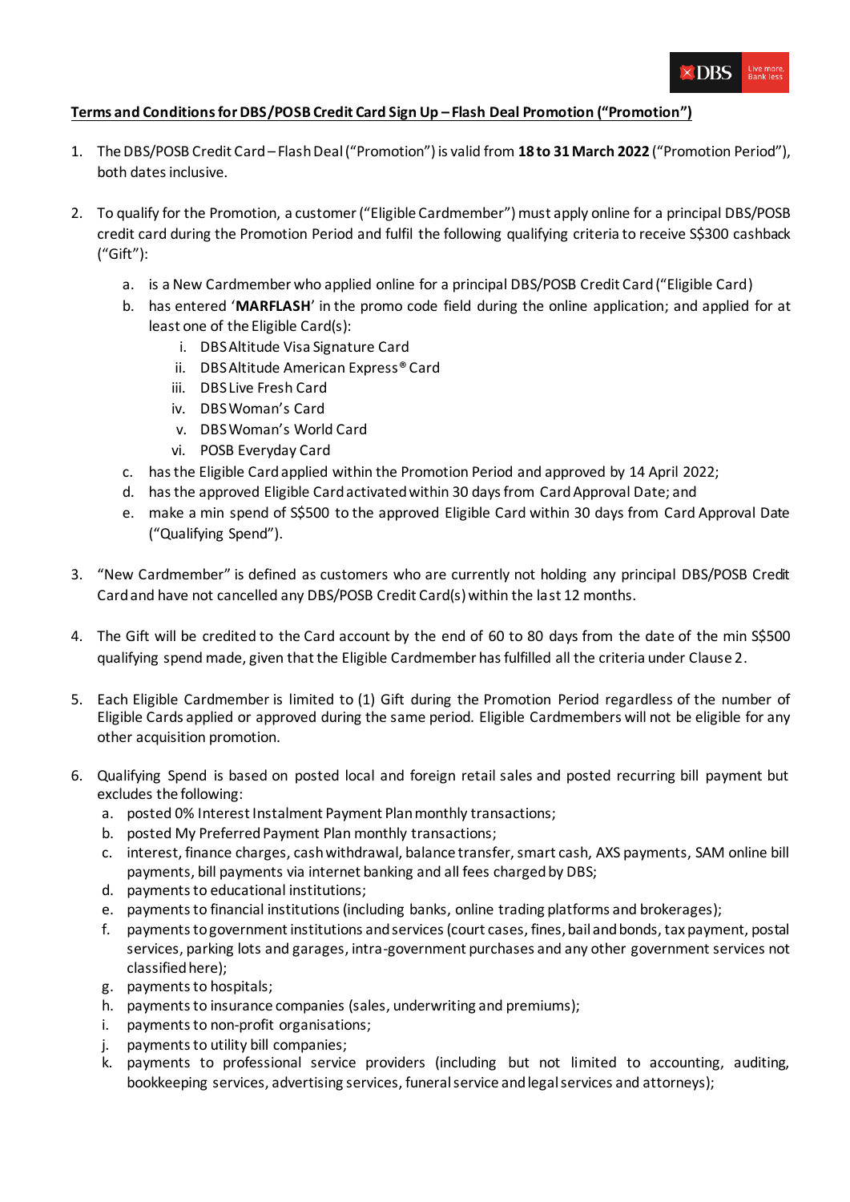**Terms and Conditions for DBS/POSB Credit Card Sign Up – Flash Deal Promotion ("Promotion")**

1. The DBS/POSB Credit Card – Flash Deal ("Promotion") is valid from **18 to 31 March 2022** ("Promotion Period"), both dates inclusive.

2. To qualify for the Promotion, a customer ("Eligible Cardmember") must apply online for a principal DBS/POSB credit card during the Promotion Period and fulfil the following qualifying criteria to receive S$300 cashback ("Gift"):
   a. is a New Cardmember who applied online for a principal DBS/POSB Credit Card ("Eligible Card)
   b. has entered '**MARFLASH**' in the promo code field during the online application; and applied for at least one of the Eligible Card(s):
      i. DBS Altitude Visa Signature Card
      ii. DBS Altitude American Express® Card
      iii. DBS Live Fresh Card
      iv. DBS Woman's Card
      v. DBS Woman's World Card
      vi. POSB Everyday Card
   c. has the Eligible Card applied within the Promotion Period and approved by 14 April 2022;
   d. has the approved Eligible Card activated within 30 days from Card Approval Date; and
   e. make a min spend of S$500 to the approved Eligible Card within 30 days from Card Approval Date ("Qualifying Spend").

3. "New Cardmember" is defined as customers who are currently not holding any principal DBS/POSB Credit Card and have not cancelled any DBS/POSB Credit Card(s) within the last 12 months.

4. The Gift will be credited to the Card account by the end of 60 to 80 days from the date of the min S$500 qualifying spend made, given that the Eligible Cardmember has fulfilled all the criteria under Clause 2.

5. Each Eligible Cardmember is limited to (1) Gift during the Promotion Period regardless of the number of Eligible Cards applied or approved during the same period. Eligible Cardmembers will not be eligible for any other acquisition promotion.

6. Qualifying Spend is based on posted local and foreign retail sales and posted recurring bill payment but excludes the following:
   a. posted 0% Interest Instalment Payment Plan monthly transactions;
   b. posted My Preferred Payment Plan monthly transactions;
   c. interest, finance charges, cash withdrawal, balance transfer, smart cash, AXS payments, SAM online bill payments, bill payments via internet banking and all fees charged by DBS;
   d. payments to educational institutions;
   e. payments to financial institutions (including banks, online trading platforms and brokerages);
   f. payments to government institutions and services (court cases, fines, bail and bonds, tax payment, postal services, parking lots and garages, intra-government purchases and any other government services not classified here);
   g. payments to hospitals;
   h. payments to insurance companies (sales, underwriting and premiums);
   i. payments to non-profit organisations;
   j. payments to utility bill companies;
   k. payments to professional service providers (including but not limited to accounting, auditing, bookkeeping services, advertising services, funeral service and legal services and attorneys);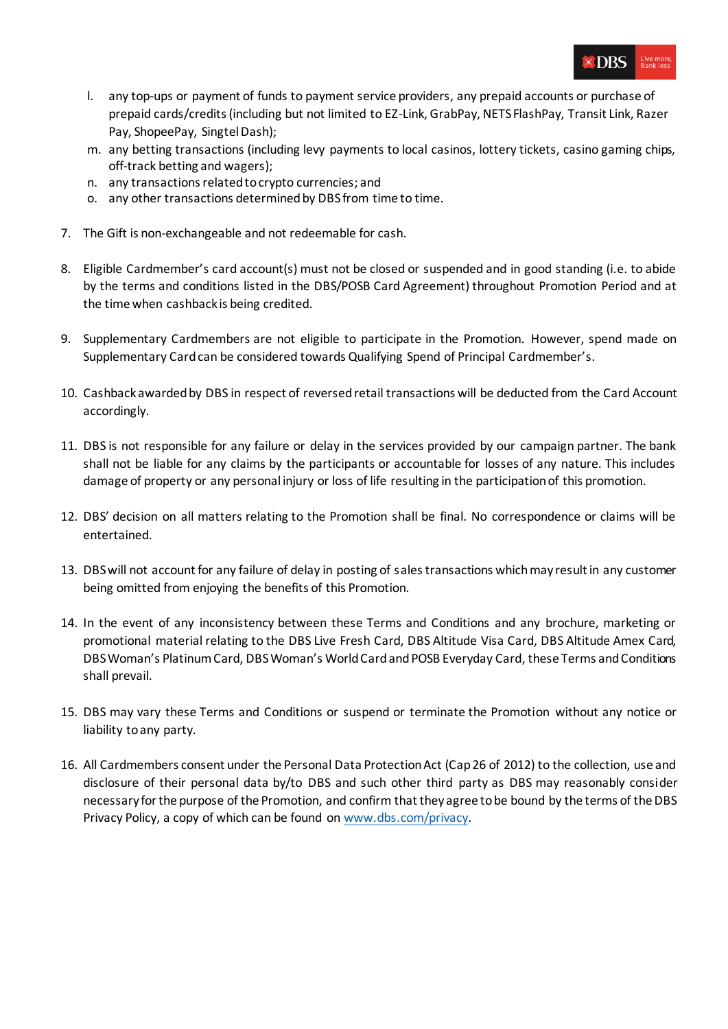l. any top-ups or payment of funds to payment service providers, any prepaid accounts or purchase of prepaid cards/credits (including but not limited to EZ-Link, GrabPay, NETS FlashPay, Transit Link, Razer Pay, ShopeePay, Singtel Dash);
m. any betting transactions (including levy payments to local casinos, lottery tickets, casino gaming chips, off-track betting and wagers);
n. any transactions related to crypto currencies; and
o. any other transactions determined by DBS from time to time.

7. The Gift is non-exchangeable and not redeemable for cash.

8. Eligible Cardmember's card account(s) must not be closed or suspended and in good standing (i.e. to abide by the terms and conditions listed in the DBS/POSB Card Agreement) throughout Promotion Period and at the time when cashback is being credited.

9. Supplementary Cardmembers are not eligible to participate in the Promotion. However, spend made on Supplementary Card can be considered towards Qualifying Spend of Principal Cardmember's.

10. Cashback awarded by DBS in respect of reversed retail transactions will be deducted from the Card Account accordingly.

11. DBS is not responsible for any failure or delay in the services provided by our campaign partner. The bank shall not be liable for any claims by the participants or accountable for losses of any nature. This includes damage of property or any personal injury or loss of life resulting in the participation of this promotion.

12. DBS' decision on all matters relating to the Promotion shall be final. No correspondence or claims will be entertained.

13. DBS will not account for any failure of delay in posting of sales transactions which may result in any customer being omitted from enjoying the benefits of this Promotion.

14. In the event of any inconsistency between these Terms and Conditions and any brochure, marketing or promotional material relating to the DBS Live Fresh Card, DBS Altitude Visa Card, DBS Altitude Amex Card, DBS Woman's Platinum Card, DBS Woman's World Card and POSB Everyday Card, these Terms and Conditions shall prevail.

15. DBS may vary these Terms and Conditions or suspend or terminate the Promotion without any notice or liability to any party.

16. All Cardmembers consent under the Personal Data Protection Act (Cap 26 of 2012) to the collection, use and disclosure of their personal data by/to DBS and such other third party as DBS may reasonably consider necessary for the purpose of the Promotion, and confirm that they agree to be bound by the terms of the DBS Privacy Policy, a copy of which can be found on [www.dbs.com/privacy](www.dbs.com/privacy).